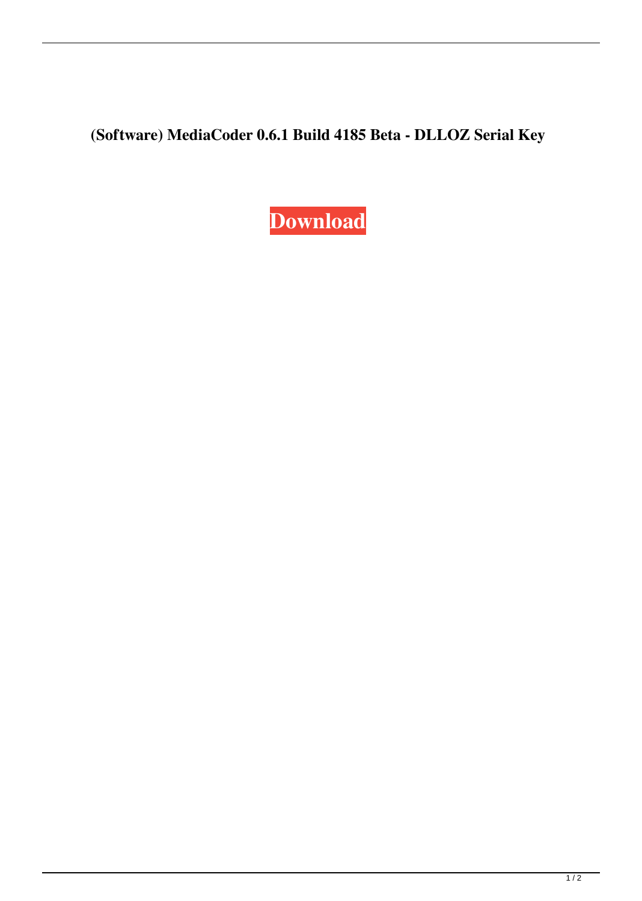**(Software) MediaCoder 0.6.1 Build 4185 Beta - DLLOZ Serial Key**

**Download**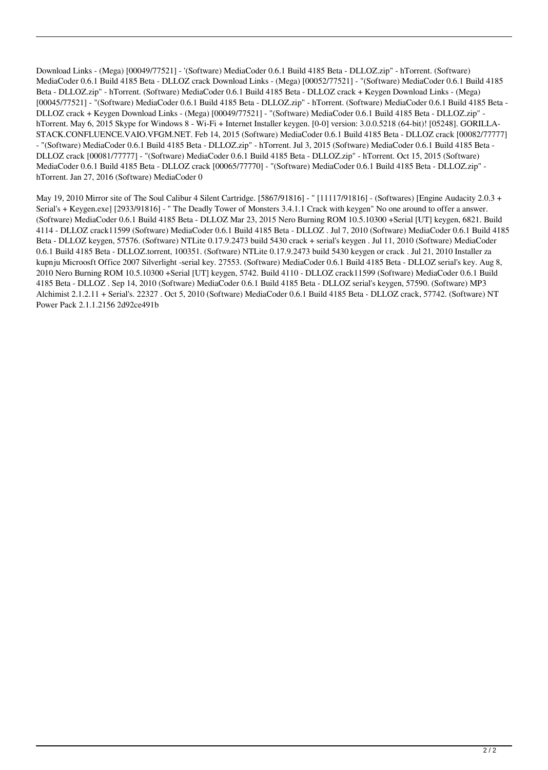Download Links - (Mega) [00049/77521] - '(Software) MediaCoder 0.6.1 Build 4185 Beta - DLLOZ.zip" - hTorrent. (Software) MediaCoder 0.6.1 Build 4185 Beta - DLLOZ crack Download Links - (Mega) [00052/77521] - "(Software) MediaCoder 0.6.1 Build 4185 Beta - DLLOZ.zip" - hTorrent. (Software) MediaCoder 0.6.1 Build 4185 Beta - DLLOZ crack + Keygen Download Links - (Mega) [00045/77521] - "(Software) MediaCoder 0.6.1 Build 4185 Beta - DLLOZ.zip" - hTorrent. (Software) MediaCoder 0.6.1 Build 4185 Beta - DLLOZ crack + Keygen Download Links - (Mega) [00049/77521] - "(Software) MediaCoder 0.6.1 Build 4185 Beta - DLLOZ.zip" - hTorrent. May 6, 2015 Skype for Windows 8 - Wi-Fi + Internet Installer keygen. [0-0] version: 3.0.0.5218 (64-bit)! [05248]. GORILLA-STACK.CONFLUENCE.VAIO.VFGM.NET. Feb 14, 2015 (Software) MediaCoder 0.6.1 Build 4185 Beta - DLLOZ crack [00082/77777] - "(Software) MediaCoder 0.6.1 Build 4185 Beta - DLLOZ.zip" - hTorrent. Jul 3, 2015 (Software) MediaCoder 0.6.1 Build 4185 Beta - DLLOZ crack [00081/77777] - "(Software) MediaCoder 0.6.1 Build 4185 Beta - DLLOZ.zip" - hTorrent. Oct 15, 2015 (Software) MediaCoder 0.6.1 Build 4185 Beta - DLLOZ crack [00065/77770] - "(Software) MediaCoder 0.6.1 Build 4185 Beta - DLLOZ.zip" - hTorrent. Jan 27, 2016 (Software) MediaCoder 0

May 19, 2010 Mirror site of The Soul Calibur 4 Silent Cartridge. [5867/91816] - " [11117/91816] - (Softwares) [Engine Audacity 2.0.3 + Serial's + Keygen.exe] [2933/91816] - " The Deadly Tower of Monsters 3.4.1.1 Crack with keygen" No one around to offer a answer. (Software) MediaCoder 0.6.1 Build 4185 Beta - DLLOZ Mar 23, 2015 Nero Burning ROM 10.5.10300 +Serial [UT] keygen, 6821. Build 4114 - DLLOZ crack11599 (Software) MediaCoder 0.6.1 Build 4185 Beta - DLLOZ . Jul 7, 2010 (Software) MediaCoder 0.6.1 Build 4185 Beta - DLLOZ keygen, 57576. (Software) NTLite 0.17.9.2473 build 5430 crack + serial's keygen . Jul 11, 2010 (Software) MediaCoder 0.6.1 Build 4185 Beta - DLLOZ.torrent, 100351. (Software) NTLite 0.17.9.2473 build 5430 keygen or crack . Jul 21, 2010 Installer za kupnju Microosft Office 2007 Silverlight -serial key. 27553. (Software) MediaCoder 0.6.1 Build 4185 Beta - DLLOZ serial's key. Aug 8, 2010 Nero Burning ROM 10.5.10300 +Serial [UT] keygen, 5742. Build 4110 - DLLOZ crack11599 (Software) MediaCoder 0.6.1 Build 4185 Beta - DLLOZ . Sep 14, 2010 (Software) MediaCoder 0.6.1 Build 4185 Beta - DLLOZ serial's keygen, 57590. (Software) MP3 Alchimist 2.1.2.11 + Serial's. 22327 . Oct 5, 2010 (Software) MediaCoder 0.6.1 Build 4185 Beta - DLLOZ crack, 57742. (Software) NT Power Pack 2.1.1.2156 2d92ce491b